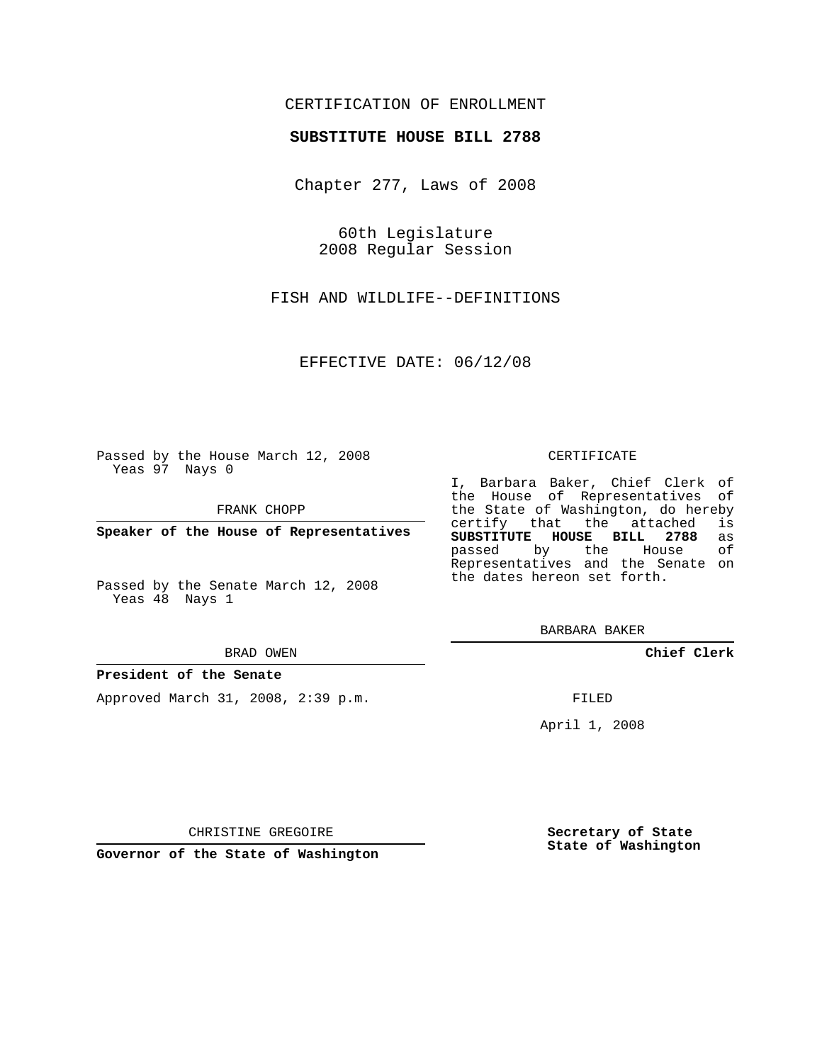CERTIFICATION OF ENROLLMENT

**SUBSTITUTE HOUSE BILL 2788**

Chapter 277, Laws of 2008

60th Legislature
2008 Regular Session

FISH AND WILDLIFE--DEFINITIONS

EFFECTIVE DATE: 06/12/08

Passed by the House March 12, 2008
Yeas 97 Nays 0

FRANK CHOPP

**Speaker of the House of Representatives**

Passed by the Senate March 12, 2008
Yeas 48 Nays 1

BRAD OWEN

**President of the Senate**

Approved March 31, 2008, 2:39 p.m.

CHRISTINE GREGOIRE

**Governor of the State of Washington**

CERTIFICATE

I, Barbara Baker, Chief Clerk of the House of Representatives of the State of Washington, do hereby certify that the attached is **SUBSTITUTE HOUSE BILL 2788** as passed by the House of Representatives and the Senate on the dates hereon set forth.

BARBARA BAKER

**Chief Clerk**

FILED

April 1, 2008

**Secretary of State**
**State of Washington**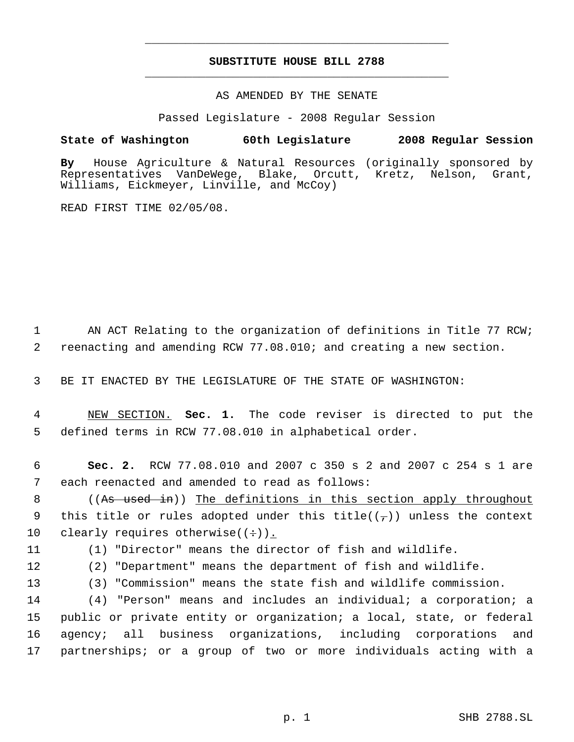# SUBSTITUTE HOUSE BILL 2788

AS AMENDED BY THE SENATE

Passed Legislature - 2008 Regular Session

**State of Washington 60th Legislature 2008 Regular Session**

**By** House Agriculture & Natural Resources (originally sponsored by Representatives VanDeWege, Blake, Orcutt, Kretz, Nelson, Grant, Williams, Eickmeyer, Linville, and McCoy)

READ FIRST TIME 02/05/08.

1 AN ACT Relating to the organization of definitions in Title 77 RCW;
2 reenacting and amending RCW 77.08.010; and creating a new section.

3 BE IT ENACTED BY THE LEGISLATURE OF THE STATE OF WASHINGTON:

4 NEW SECTION. **Sec. 1.** The code reviser is directed to put the
5 defined terms in RCW 77.08.010 in alphabetical order.

6 **Sec. 2.** RCW 77.08.010 and 2007 c 350 s 2 and 2007 c 254 s 1 are
7 each reenacted and amended to read as follows:

8 ((~~As used in~~)) The definitions in this section apply throughout
9 this title or rules adopted under this title((~~,~~)) unless the context
10 clearly requires otherwise((~~:~~)).

11 (1) "Director" means the director of fish and wildlife.

12 (2) "Department" means the department of fish and wildlife.

13 (3) "Commission" means the state fish and wildlife commission.

14 (4) "Person" means and includes an individual; a corporation; a
15 public or private entity or organization; a local, state, or federal
16 agency; all business organizations, including corporations and
17 partnerships; or a group of two or more individuals acting with a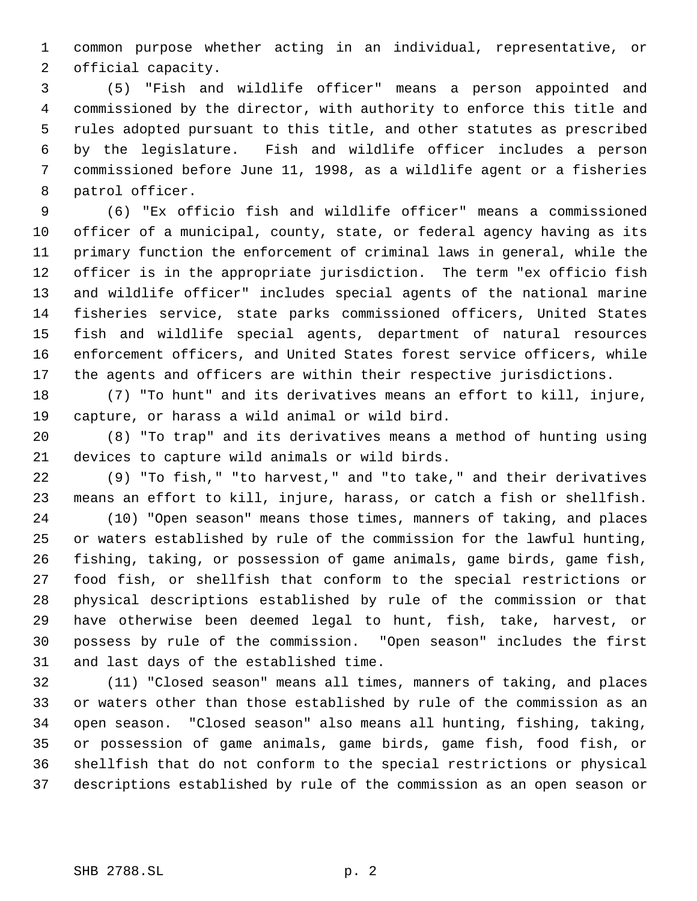common purpose whether acting in an individual, representative, or official capacity.

(5) "Fish and wildlife officer" means a person appointed and commissioned by the director, with authority to enforce this title and rules adopted pursuant to this title, and other statutes as prescribed by the legislature. Fish and wildlife officer includes a person commissioned before June 11, 1998, as a wildlife agent or a fisheries patrol officer.

(6) "Ex officio fish and wildlife officer" means a commissioned officer of a municipal, county, state, or federal agency having as its primary function the enforcement of criminal laws in general, while the officer is in the appropriate jurisdiction. The term "ex officio fish and wildlife officer" includes special agents of the national marine fisheries service, state parks commissioned officers, United States fish and wildlife special agents, department of natural resources enforcement officers, and United States forest service officers, while the agents and officers are within their respective jurisdictions.

(7) "To hunt" and its derivatives means an effort to kill, injure, capture, or harass a wild animal or wild bird.

(8) "To trap" and its derivatives means a method of hunting using devices to capture wild animals or wild birds.

(9) "To fish," "to harvest," and "to take," and their derivatives means an effort to kill, injure, harass, or catch a fish or shellfish.

(10) "Open season" means those times, manners of taking, and places or waters established by rule of the commission for the lawful hunting, fishing, taking, or possession of game animals, game birds, game fish, food fish, or shellfish that conform to the special restrictions or physical descriptions established by rule of the commission or that have otherwise been deemed legal to hunt, fish, take, harvest, or possess by rule of the commission. "Open season" includes the first and last days of the established time.

(11) "Closed season" means all times, manners of taking, and places or waters other than those established by rule of the commission as an open season. "Closed season" also means all hunting, fishing, taking, or possession of game animals, game birds, game fish, food fish, or shellfish that do not conform to the special restrictions or physical descriptions established by rule of the commission as an open season or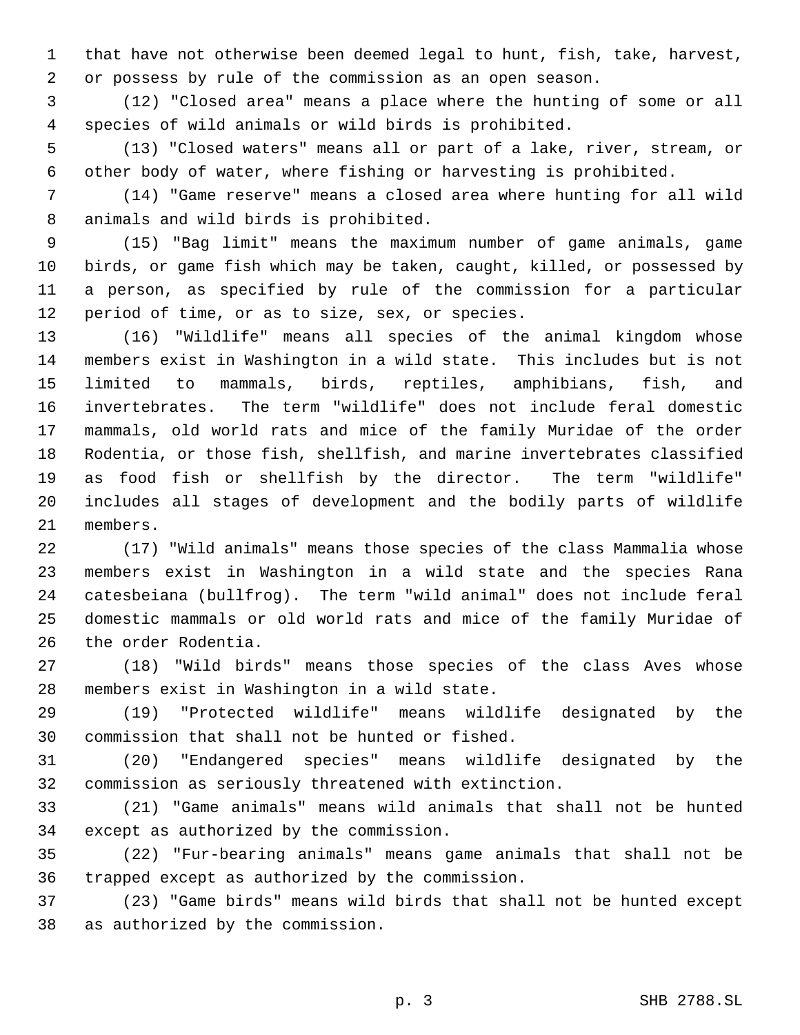that have not otherwise been deemed legal to hunt, fish, take, harvest, or possess by rule of the commission as an open season.

(12) "Closed area" means a place where the hunting of some or all species of wild animals or wild birds is prohibited.

(13) "Closed waters" means all or part of a lake, river, stream, or other body of water, where fishing or harvesting is prohibited.

(14) "Game reserve" means a closed area where hunting for all wild animals and wild birds is prohibited.

(15) "Bag limit" means the maximum number of game animals, game birds, or game fish which may be taken, caught, killed, or possessed by a person, as specified by rule of the commission for a particular period of time, or as to size, sex, or species.

(16) "Wildlife" means all species of the animal kingdom whose members exist in Washington in a wild state. This includes but is not limited to mammals, birds, reptiles, amphibians, fish, and invertebrates. The term "wildlife" does not include feral domestic mammals, old world rats and mice of the family Muridae of the order Rodentia, or those fish, shellfish, and marine invertebrates classified as food fish or shellfish by the director. The term "wildlife" includes all stages of development and the bodily parts of wildlife members.

(17) "Wild animals" means those species of the class Mammalia whose members exist in Washington in a wild state and the species Rana catesbeiana (bullfrog). The term "wild animal" does not include feral domestic mammals or old world rats and mice of the family Muridae of the order Rodentia.

(18) "Wild birds" means those species of the class Aves whose members exist in Washington in a wild state.

(19) "Protected wildlife" means wildlife designated by the commission that shall not be hunted or fished.

(20) "Endangered species" means wildlife designated by the commission as seriously threatened with extinction.

(21) "Game animals" means wild animals that shall not be hunted except as authorized by the commission.

(22) "Fur-bearing animals" means game animals that shall not be trapped except as authorized by the commission.

(23) "Game birds" means wild birds that shall not be hunted except as authorized by the commission.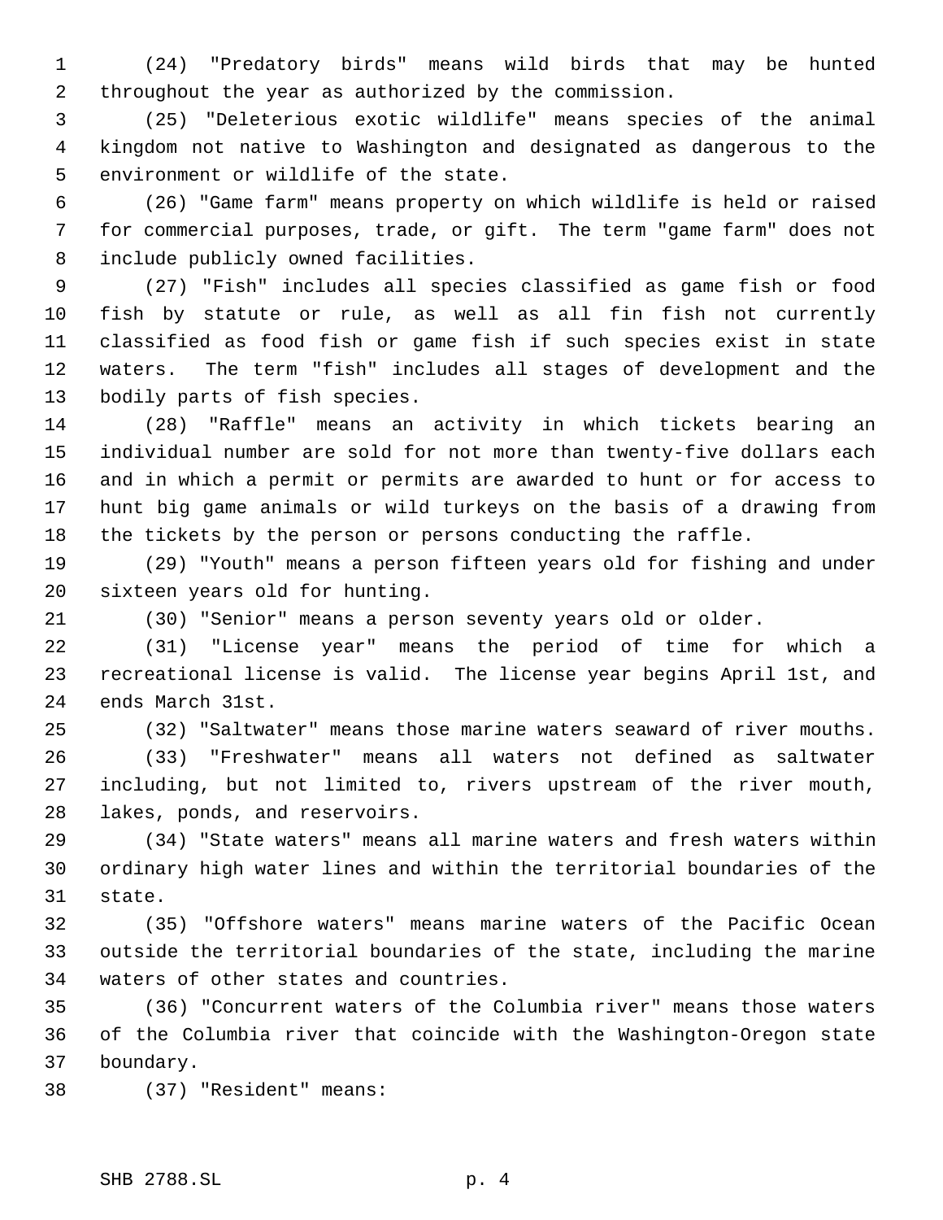(24) "Predatory birds" means wild birds that may be hunted throughout the year as authorized by the commission.

(25) "Deleterious exotic wildlife" means species of the animal kingdom not native to Washington and designated as dangerous to the environment or wildlife of the state.

(26) "Game farm" means property on which wildlife is held or raised for commercial purposes, trade, or gift. The term "game farm" does not include publicly owned facilities.

(27) "Fish" includes all species classified as game fish or food fish by statute or rule, as well as all fin fish not currently classified as food fish or game fish if such species exist in state waters. The term "fish" includes all stages of development and the bodily parts of fish species.

(28) "Raffle" means an activity in which tickets bearing an individual number are sold for not more than twenty-five dollars each and in which a permit or permits are awarded to hunt or for access to hunt big game animals or wild turkeys on the basis of a drawing from the tickets by the person or persons conducting the raffle.

(29) "Youth" means a person fifteen years old for fishing and under sixteen years old for hunting.

(30) "Senior" means a person seventy years old or older.

(31) "License year" means the period of time for which a recreational license is valid. The license year begins April 1st, and ends March 31st.

(32) "Saltwater" means those marine waters seaward of river mouths.

(33) "Freshwater" means all waters not defined as saltwater including, but not limited to, rivers upstream of the river mouth, lakes, ponds, and reservoirs.

(34) "State waters" means all marine waters and fresh waters within ordinary high water lines and within the territorial boundaries of the state.

(35) "Offshore waters" means marine waters of the Pacific Ocean outside the territorial boundaries of the state, including the marine waters of other states and countries.

(36) "Concurrent waters of the Columbia river" means those waters of the Columbia river that coincide with the Washington-Oregon state boundary.

(37) "Resident" means: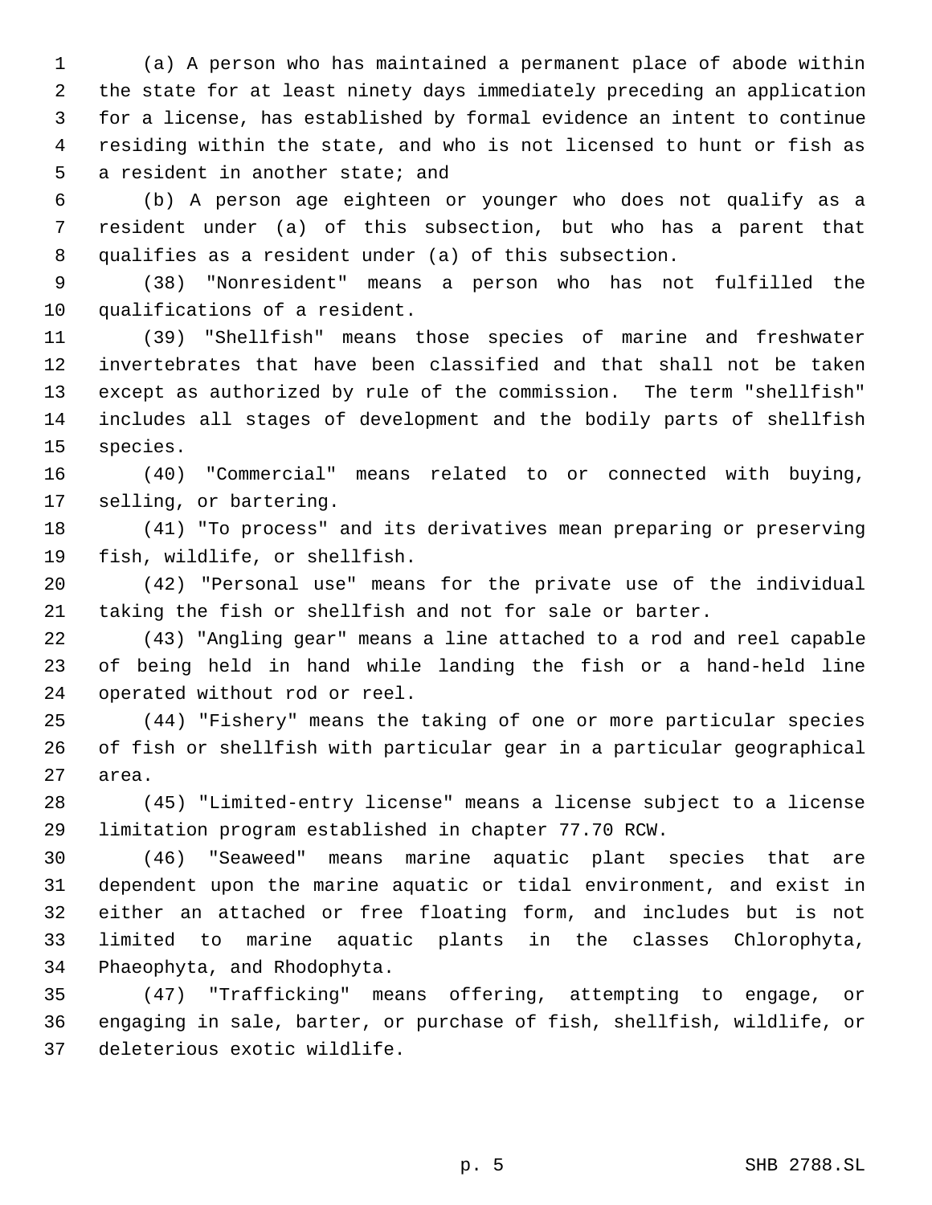(a) A person who has maintained a permanent place of abode within the state for at least ninety days immediately preceding an application for a license, has established by formal evidence an intent to continue residing within the state, and who is not licensed to hunt or fish as a resident in another state; and

(b) A person age eighteen or younger who does not qualify as a resident under (a) of this subsection, but who has a parent that qualifies as a resident under (a) of this subsection.

(38) "Nonresident" means a person who has not fulfilled the qualifications of a resident.

(39) "Shellfish" means those species of marine and freshwater invertebrates that have been classified and that shall not be taken except as authorized by rule of the commission. The term "shellfish" includes all stages of development and the bodily parts of shellfish species.

(40) "Commercial" means related to or connected with buying, selling, or bartering.

(41) "To process" and its derivatives mean preparing or preserving fish, wildlife, or shellfish.

(42) "Personal use" means for the private use of the individual taking the fish or shellfish and not for sale or barter.

(43) "Angling gear" means a line attached to a rod and reel capable of being held in hand while landing the fish or a hand-held line operated without rod or reel.

(44) "Fishery" means the taking of one or more particular species of fish or shellfish with particular gear in a particular geographical area.

(45) "Limited-entry license" means a license subject to a license limitation program established in chapter 77.70 RCW.

(46) "Seaweed" means marine aquatic plant species that are dependent upon the marine aquatic or tidal environment, and exist in either an attached or free floating form, and includes but is not limited to marine aquatic plants in the classes Chlorophyta, Phaeophyta, and Rhodophyta.

(47) "Trafficking" means offering, attempting to engage, or engaging in sale, barter, or purchase of fish, shellfish, wildlife, or deleterious exotic wildlife.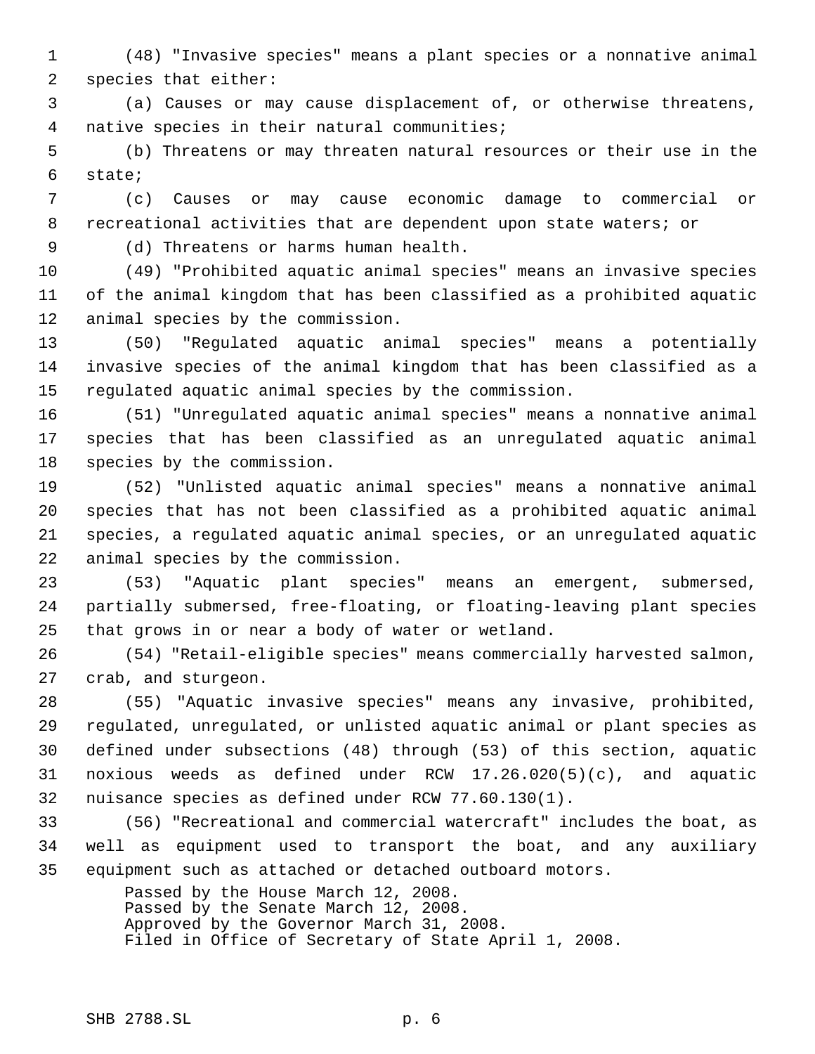(48) "Invasive species" means a plant species or a nonnative animal species that either:

(a) Causes or may cause displacement of, or otherwise threatens, native species in their natural communities;

(b) Threatens or may threaten natural resources or their use in the state;

(c) Causes or may cause economic damage to commercial or recreational activities that are dependent upon state waters; or

(d) Threatens or harms human health.

(49) "Prohibited aquatic animal species" means an invasive species of the animal kingdom that has been classified as a prohibited aquatic animal species by the commission.

(50) "Regulated aquatic animal species" means a potentially invasive species of the animal kingdom that has been classified as a regulated aquatic animal species by the commission.

(51) "Unregulated aquatic animal species" means a nonnative animal species that has been classified as an unregulated aquatic animal species by the commission.

(52) "Unlisted aquatic animal species" means a nonnative animal species that has not been classified as a prohibited aquatic animal species, a regulated aquatic animal species, or an unregulated aquatic animal species by the commission.

(53) "Aquatic plant species" means an emergent, submersed, partially submersed, free-floating, or floating-leaving plant species that grows in or near a body of water or wetland.

(54) "Retail-eligible species" means commercially harvested salmon, crab, and sturgeon.

(55) "Aquatic invasive species" means any invasive, prohibited, regulated, unregulated, or unlisted aquatic animal or plant species as defined under subsections (48) through (53) of this section, aquatic noxious weeds as defined under RCW 17.26.020(5)(c), and aquatic nuisance species as defined under RCW 77.60.130(1).

(56) "Recreational and commercial watercraft" includes the boat, as well as equipment used to transport the boat, and any auxiliary equipment such as attached or detached outboard motors.

Passed by the House March 12, 2008.
Passed by the Senate March 12, 2008.
Approved by the Governor March 31, 2008.
Filed in Office of Secretary of State April 1, 2008.